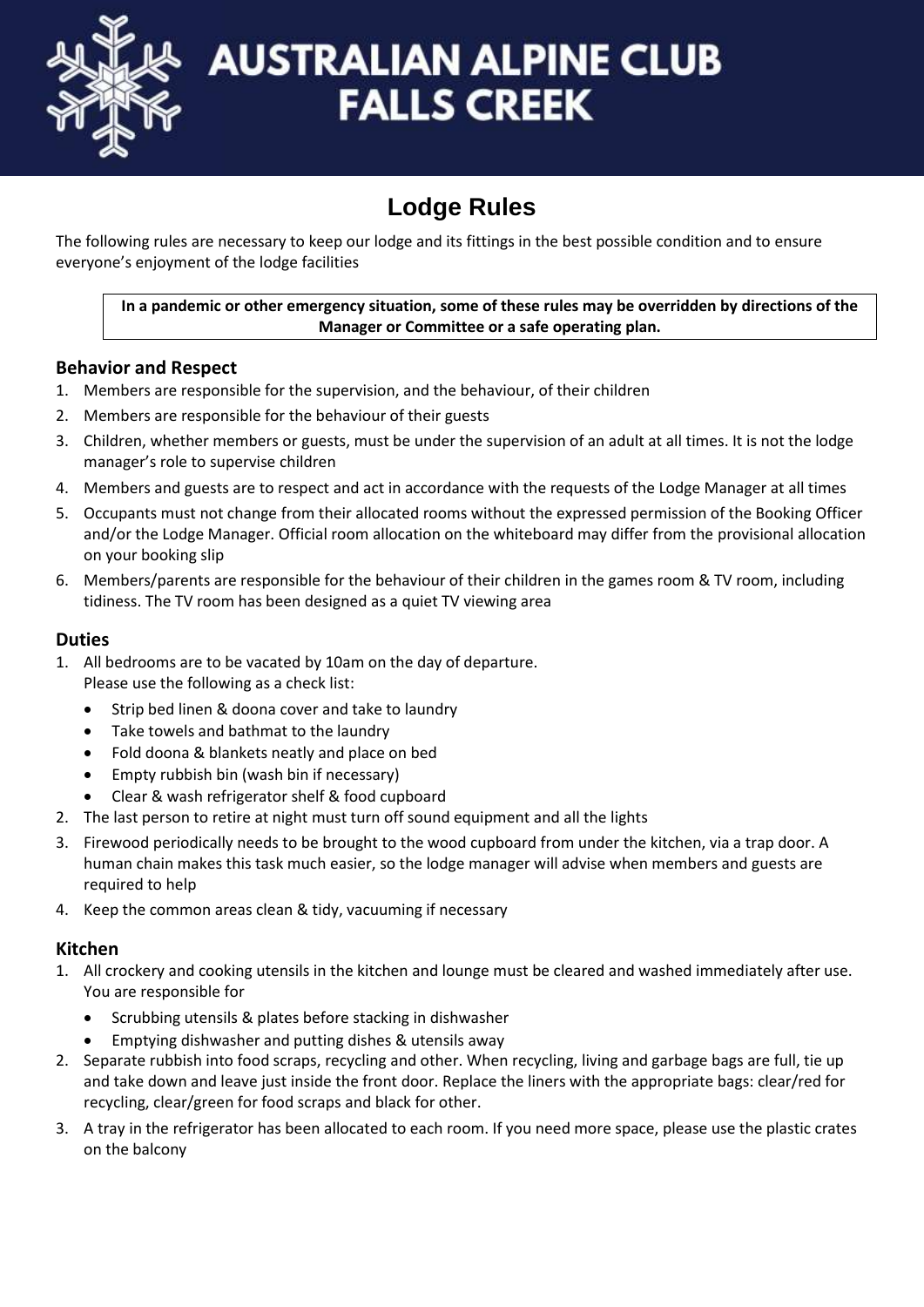# AUSTRALIAN ALPINE CLUB FALLS CREEK

## Lodge Rules

The following rules are necessary to keep our lodge and its fittings in the best possible condition and to ensure everyone's enjoyment of the lodge facilities

**In a pandemic or other emergency situation, some of these rules may be overridden by directions of the Manager or Committee or a safe operating plan.**

### Behavior and Respect

1. Members are responsible for the supervision, and the behaviour, of their children
2. Members are responsible for the behaviour of their guests
3. Children, whether members or guests, must be under the supervision of an adult at all times. It is not the lodge manager's role to supervise children
4. Members and guests are to respect and act in accordance with the requests of the Lodge Manager at all times
5. Occupants must not change from their allocated rooms without the expressed permission of the Booking Officer and/or the Lodge Manager. Official room allocation on the whiteboard may differ from the provisional allocation on your booking slip
6. Members/parents are responsible for the behaviour of their children in the games room & TV room, including tidiness. The TV room has been designed as a quiet TV viewing area

### Duties

1. All bedrooms are to be vacated by 10am on the day of departure.
   Please use the following as a check list:
   - Strip bed linen & doona cover and take to laundry
   - Take towels and bathmat to the laundry
   - Fold doona & blankets neatly and place on bed
   - Empty rubbish bin (wash bin if necessary)
   - Clear & wash refrigerator shelf & food cupboard
2. The last person to retire at night must turn off sound equipment and all the lights
3. Firewood periodically needs to be brought to the wood cupboard from under the kitchen, via a trap door. A human chain makes this task much easier, so the lodge manager will advise when members and guests are required to help
4. Keep the common areas clean & tidy, vacuuming if necessary

### Kitchen

1. All crockery and cooking utensils in the kitchen and lounge must be cleared and washed immediately after use. You are responsible for
   - Scrubbing utensils & plates before stacking in dishwasher
   - Emptying dishwasher and putting dishes & utensils away
2. Separate rubbish into food scraps, recycling and other. When recycling, living and garbage bags are full, tie up and take down and leave just inside the front door. Replace the liners with the appropriate bags: clear/red for recycling, clear/green for food scraps and black for other.
3. A tray in the refrigerator has been allocated to each room. If you need more space, please use the plastic crates on the balcony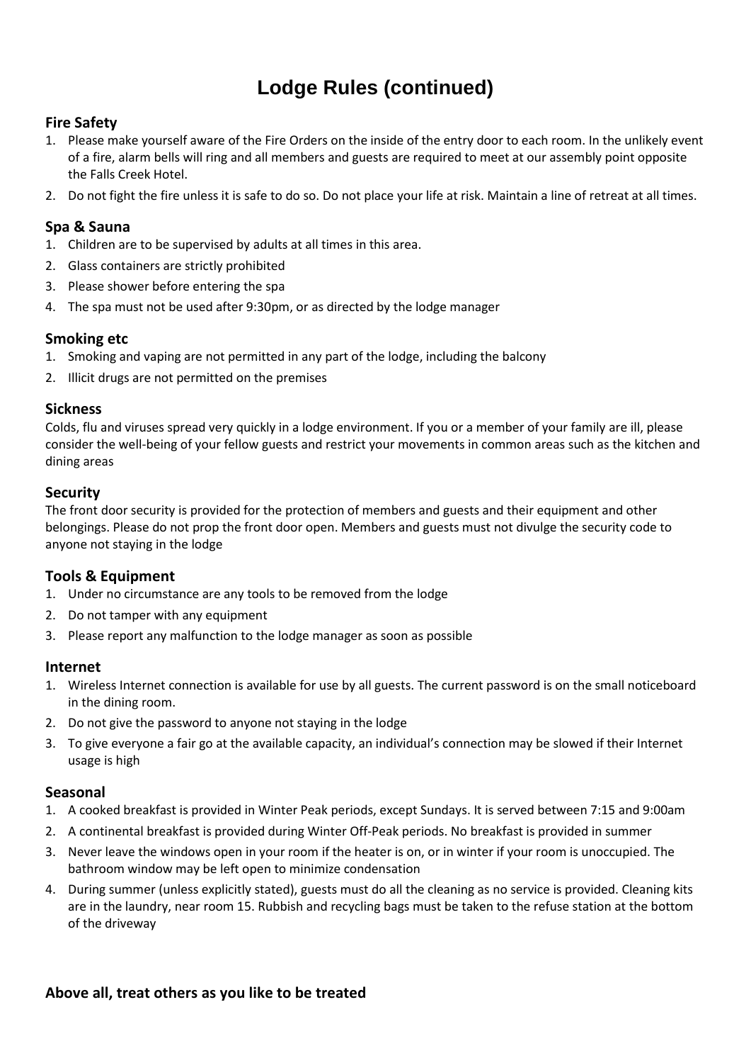# Lodge Rules (continued)

## Fire Safety

1. Please make yourself aware of the Fire Orders on the inside of the entry door to each room. In the unlikely event of a fire, alarm bells will ring and all members and guests are required to meet at our assembly point opposite the Falls Creek Hotel.
2. Do not fight the fire unless it is safe to do so. Do not place your life at risk. Maintain a line of retreat at all times.

## Spa & Sauna

1. Children are to be supervised by adults at all times in this area.
2. Glass containers are strictly prohibited
3. Please shower before entering the spa
4. The spa must not be used after 9:30pm, or as directed by the lodge manager

## Smoking etc

1. Smoking and vaping are not permitted in any part of the lodge, including the balcony
2. Illicit drugs are not permitted on the premises

## Sickness

Colds, flu and viruses spread very quickly in a lodge environment. If you or a member of your family are ill, please consider the well-being of your fellow guests and restrict your movements in common areas such as the kitchen and dining areas

## Security

The front door security is provided for the protection of members and guests and their equipment and other belongings. Please do not prop the front door open. Members and guests must not divulge the security code to anyone not staying in the lodge

## Tools & Equipment

1. Under no circumstance are any tools to be removed from the lodge
2. Do not tamper with any equipment
3. Please report any malfunction to the lodge manager as soon as possible

## Internet

1. Wireless Internet connection is available for use by all guests. The current password is on the small noticeboard in the dining room.
2. Do not give the password to anyone not staying in the lodge
3. To give everyone a fair go at the available capacity, an individual's connection may be slowed if their Internet usage is high

## Seasonal

1. A cooked breakfast is provided in Winter Peak periods, except Sundays. It is served between 7:15 and 9:00am
2. A continental breakfast is provided during Winter Off-Peak periods. No breakfast is provided in summer
3. Never leave the windows open in your room if the heater is on, or in winter if your room is unoccupied. The bathroom window may be left open to minimize condensation
4. During summer (unless explicitly stated), guests must do all the cleaning as no service is provided. Cleaning kits are in the laundry, near room 15. Rubbish and recycling bags must be taken to the refuse station at the bottom of the driveway

**Above all, treat others as you like to be treated**